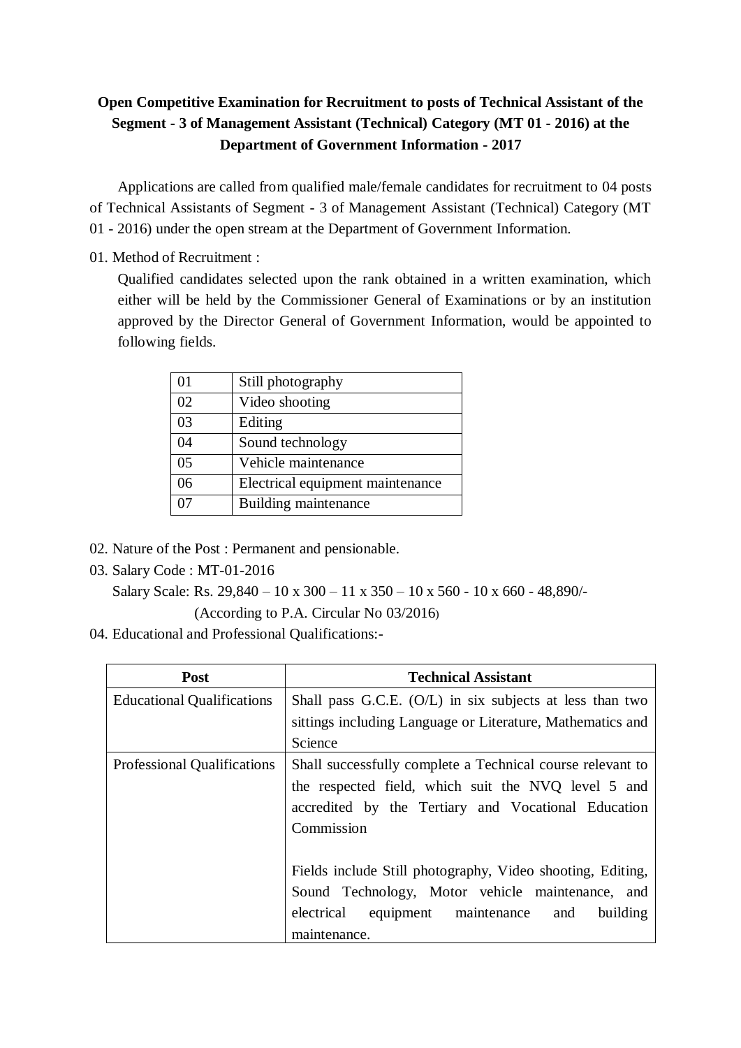**Open Competitive Examination for Recruitment to posts of Technical Assistant of the Segment - 3 of Management Assistant (Technical) Category (MT 01 - 2016) at the Department of Government Information - 2017**

Applications are called from qualified male/female candidates for recruitment to 04 posts of Technical Assistants of Segment - 3 of Management Assistant (Technical) Category (MT 01 - 2016) under the open stream at the Department of Government Information.

01. Method of Recruitment :

Qualified candidates selected upon the rank obtained in a written examination, which either will be held by the Commissioner General of Examinations or by an institution approved by the Director General of Government Information, would be appointed to following fields.

| | |
|---|---|
| 01 | Still photography |
| 02 | Video shooting |
| 03 | Editing |
| 04 | Sound technology |
| 05 | Vehicle maintenance |
| 06 | Electrical equipment maintenance |
| 07 | Building maintenance |

02. Nature of the Post : Permanent and pensionable.

03. Salary Code : MT-01-2016

Salary Scale: Rs. 29,840 – 10 x 300 – 11 x 350 – 10 x 560 - 10 x 660 - 48,890/-

(According to P.A. Circular No 03/2016)

04. Educational and Professional Qualifications:-

| Post | Technical Assistant |
|---|---|
| Educational Qualifications | Shall pass G.C.E. (O/L) in six subjects at less than two sittings including Language or Literature, Mathematics and Science |
| Professional Qualifications | Shall successfully complete a Technical course relevant to the respected field, which suit the NVQ level 5 and accredited by the Tertiary and Vocational Education Commission<br><br>Fields include Still photography, Video shooting, Editing, Sound Technology, Motor vehicle maintenance, and electrical equipment maintenance and building maintenance. |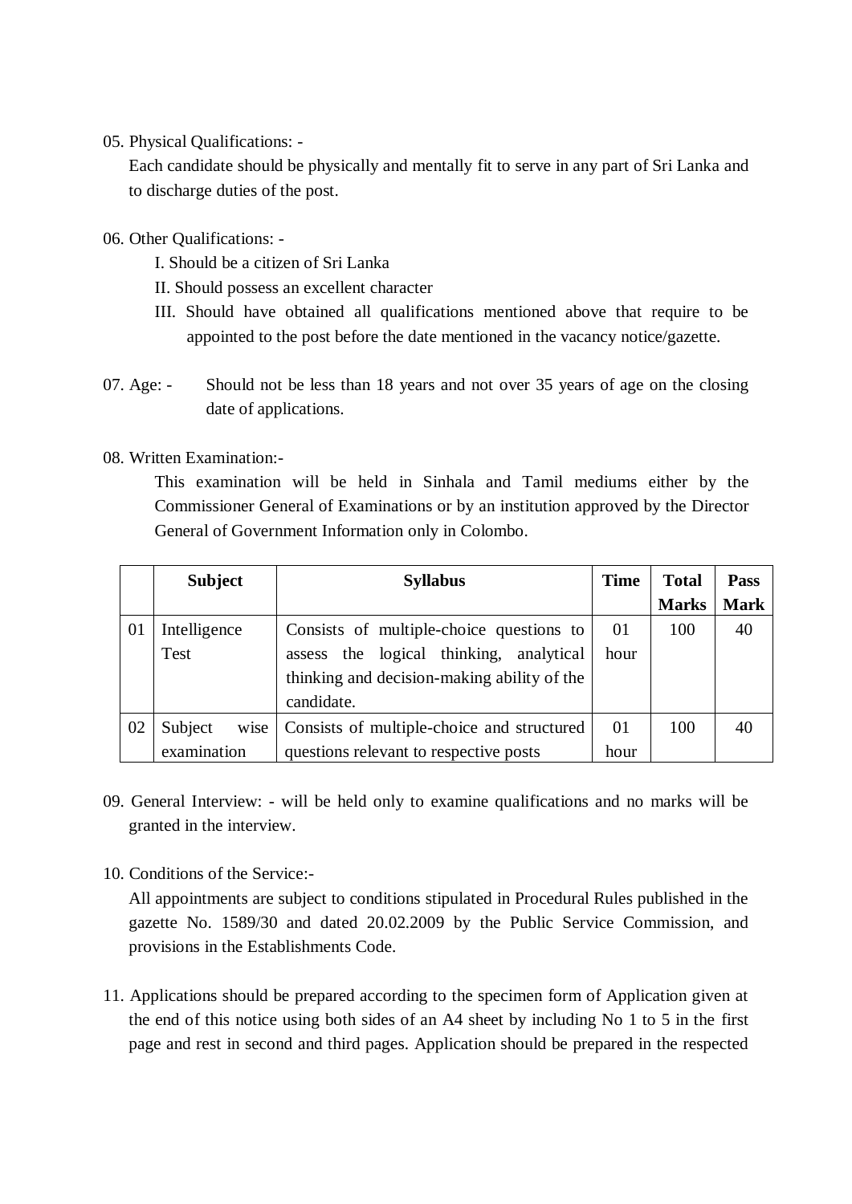05. Physical Qualifications: -

Each candidate should be physically and mentally fit to serve in any part of Sri Lanka and to discharge duties of the post.

06. Other Qualifications: -

I. Should be a citizen of Sri Lanka

II. Should possess an excellent character

III. Should have obtained all qualifications mentioned above that require to be appointed to the post before the date mentioned in the vacancy notice/gazette.

07. Age: - Should not be less than 18 years and not over 35 years of age on the closing date of applications.

08. Written Examination:-

This examination will be held in Sinhala and Tamil mediums either by the Commissioner General of Examinations or by an institution approved by the Director General of Government Information only in Colombo.

| | Subject | Syllabus | Time | Total Marks | Pass Mark |
|---|---|---|---|---|---|
| 01 | Intelligence Test | Consists of multiple-choice questions to assess the logical thinking, analytical thinking and decision-making ability of the candidate. | 01 hour | 100 | 40 |
| 02 | Subject wise examination | Consists of multiple-choice and structured questions relevant to respective posts | 01 hour | 100 | 40 |

09. General Interview: - will be held only to examine qualifications and no marks will be granted in the interview.

10. Conditions of the Service:-

All appointments are subject to conditions stipulated in Procedural Rules published in the gazette No. 1589/30 and dated 20.02.2009 by the Public Service Commission, and provisions in the Establishments Code.

11. Applications should be prepared according to the specimen form of Application given at the end of this notice using both sides of an A4 sheet by including No 1 to 5 in the first page and rest in second and third pages. Application should be prepared in the respected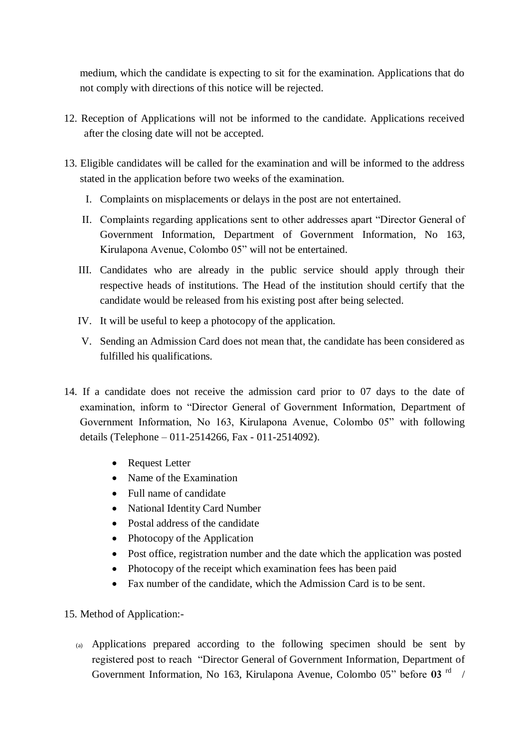medium, which the candidate is expecting to sit for the examination. Applications that do not comply with directions of this notice will be rejected.

12. Reception of Applications will not be informed to the candidate. Applications received after the closing date will not be accepted.

13. Eligible candidates will be called for the examination and will be informed to the address stated in the application before two weeks of the examination.

    I. Complaints on misplacements or delays in the post are not entertained.

    II. Complaints regarding applications sent to other addresses apart "Director General of Government Information, Department of Government Information, No 163, Kirulapona Avenue, Colombo 05" will not be entertained.

    III. Candidates who are already in the public service should apply through their respective heads of institutions. The Head of the institution should certify that the candidate would be released from his existing post after being selected.

    IV. It will be useful to keep a photocopy of the application.

    V. Sending an Admission Card does not mean that, the candidate has been considered as fulfilled his qualifications.

14. If a candidate does not receive the admission card prior to 07 days to the date of examination, inform to "Director General of Government Information, Department of Government Information, No 163, Kirulapona Avenue, Colombo 05" with following details (Telephone – 011-2514266, Fax - 011-2514092).

    - Request Letter
    - Name of the Examination
    - Full name of candidate
    - National Identity Card Number
    - Postal address of the candidate
    - Photocopy of the Application
    - Post office, registration number and the date which the application was posted
    - Photocopy of the receipt which examination fees has been paid
    - Fax number of the candidate, which the Admission Card is to be sent.

15. Method of Application:-

    (a) Applications prepared according to the following specimen should be sent by registered post to reach "Director General of Government Information, Department of Government Information, No 163, Kirulapona Avenue, Colombo 05" before **03** rd /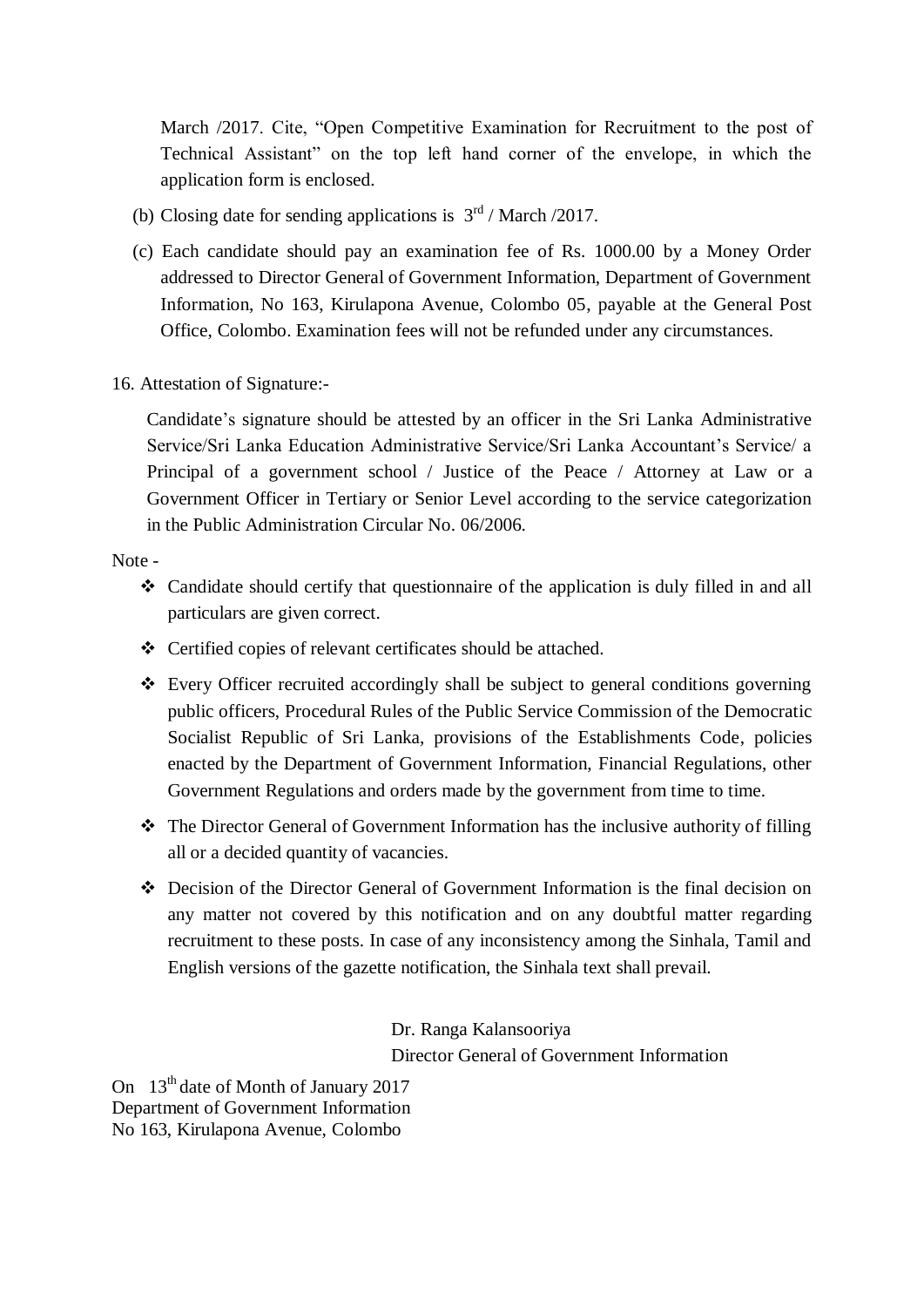March /2017. Cite, "Open Competitive Examination for Recruitment to the post of Technical Assistant" on the top left hand corner of the envelope, in which the application form is enclosed.

(b) Closing date for sending applications is 3rd / March /2017.

(c) Each candidate should pay an examination fee of Rs. 1000.00 by a Money Order addressed to Director General of Government Information, Department of Government Information, No 163, Kirulapona Avenue, Colombo 05, payable at the General Post Office, Colombo. Examination fees will not be refunded under any circumstances.

16. Attestation of Signature:-

Candidate's signature should be attested by an officer in the Sri Lanka Administrative Service/Sri Lanka Education Administrative Service/Sri Lanka Accountant's Service/ a Principal of a government school / Justice of the Peace / Attorney at Law or a Government Officer in Tertiary or Senior Level according to the service categorization in the Public Administration Circular No. 06/2006.

Note -

- Candidate should certify that questionnaire of the application is duly filled in and all particulars are given correct.
- Certified copies of relevant certificates should be attached.
- Every Officer recruited accordingly shall be subject to general conditions governing public officers, Procedural Rules of the Public Service Commission of the Democratic Socialist Republic of Sri Lanka, provisions of the Establishments Code, policies enacted by the Department of Government Information, Financial Regulations, other Government Regulations and orders made by the government from time to time.
- The Director General of Government Information has the inclusive authority of filling all or a decided quantity of vacancies.
- Decision of the Director General of Government Information is the final decision on any matter not covered by this notification and on any doubtful matter regarding recruitment to these posts. In case of any inconsistency among the Sinhala, Tamil and English versions of the gazette notification, the Sinhala text shall prevail.

Dr. Ranga Kalansooriya
Director General of Government Information

On 13th date of Month of January 2017
Department of Government Information
No 163, Kirulapona Avenue, Colombo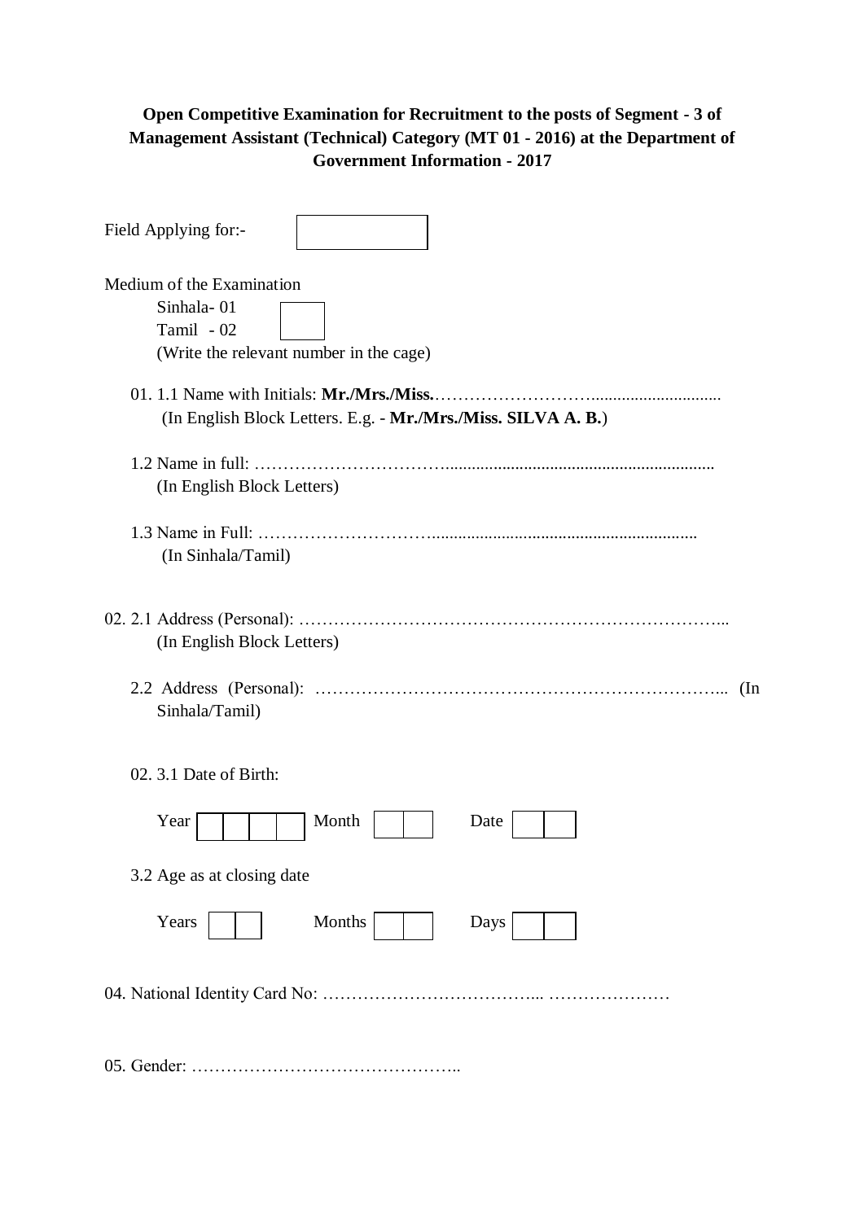**Open Competitive Examination for Recruitment to the posts of Segment - 3 of Management Assistant (Technical) Category (MT 01 - 2016) at the Department of Government Information - 2017**

Field Applying for:- [ ]

Medium of the Examination

Sinhala- 01
Tamil - 02 [ ]
(Write the relevant number in the cage)

01. 1.1 Name with Initials: **Mr./Mrs./Miss.**………………………............................
(In English Block Letters. E.g. - **Mr./Mrs./Miss. SILVA A. B.**)

1.2 Name in full: ……………………………..............................................................
(In English Block Letters)

1.3 Name in Full: …………………………............................................................
(In Sinhala/Tamil)

02. 2.1 Address (Personal): ………………………………………………………………...
(In English Block Letters)

2.2 Address (Personal): ………………………………………………………………... (In Sinhala/Tamil)

02. 3.1 Date of Birth:

Year [ ][ ][ ][ ] Month [ ][ ] Date [ ][ ]

3.2 Age as at closing date

Years [ ][ ] Months [ ][ ] Days [ ][ ]

04. National Identity Card No: ………………………………... …………………

05. Gender: ………………………………………..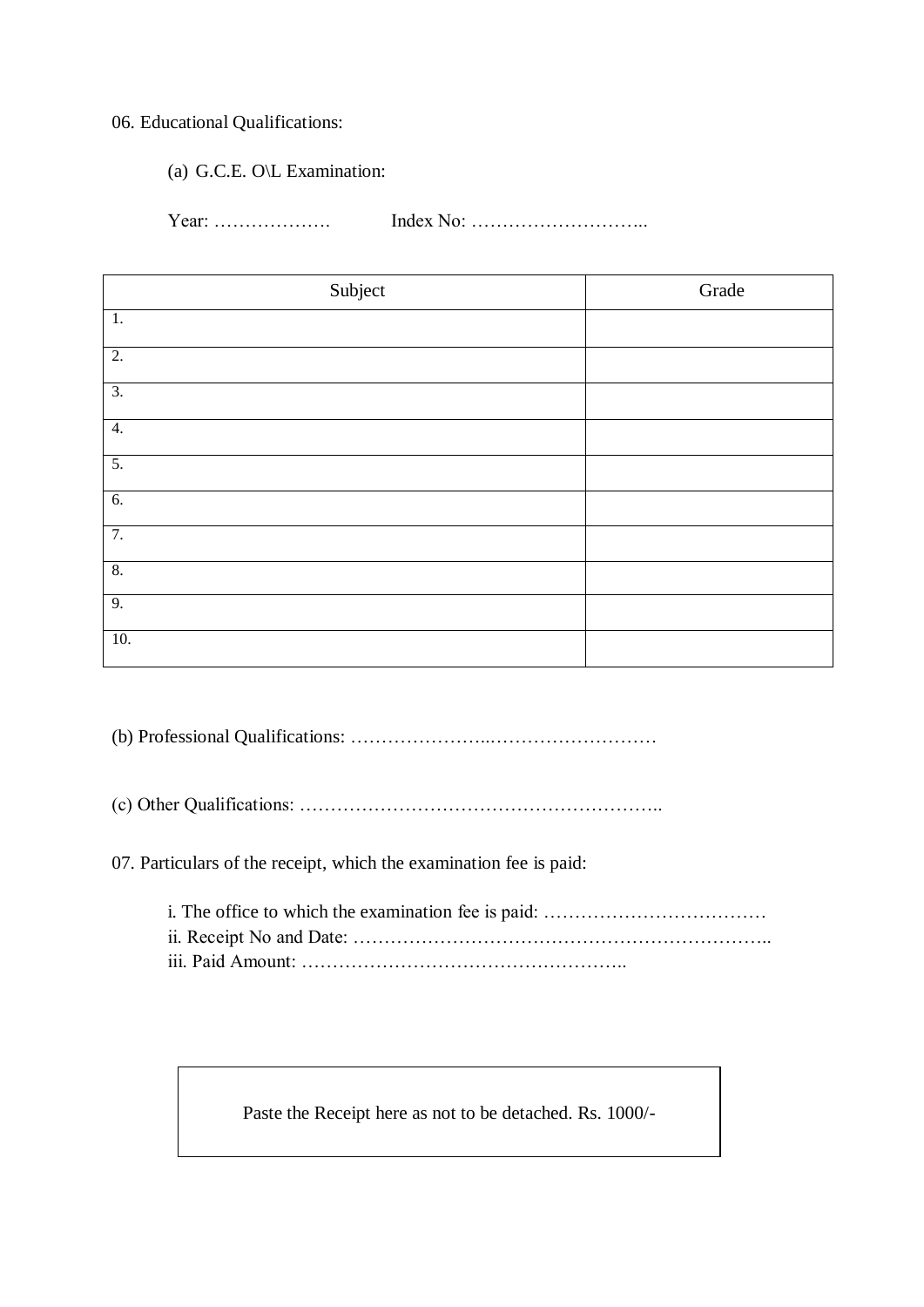06. Educational Qualifications:

(a) G.C.E. O\L Examination:

Year: ………………. Index No: ………………………..

| Subject | Grade |
|---|---|
| 1. | |
| 2. | |
| 3. | |
| 4. | |
| 5. | |
| 6. | |
| 7. | |
| 8. | |
| 9. | |
| 10. | |

(b) Professional Qualifications: …………………..………………………

(c) Other Qualifications: …………………………………………………..

07. Particulars of the receipt, which the examination fee is paid:

i. The office to which the examination fee is paid: ………………………………
ii. Receipt No and Date: …………………………………………………………..
iii. Paid Amount: ……………………………………………..

| Paste the Receipt here as not to be detached. Rs. 1000/- |
|---|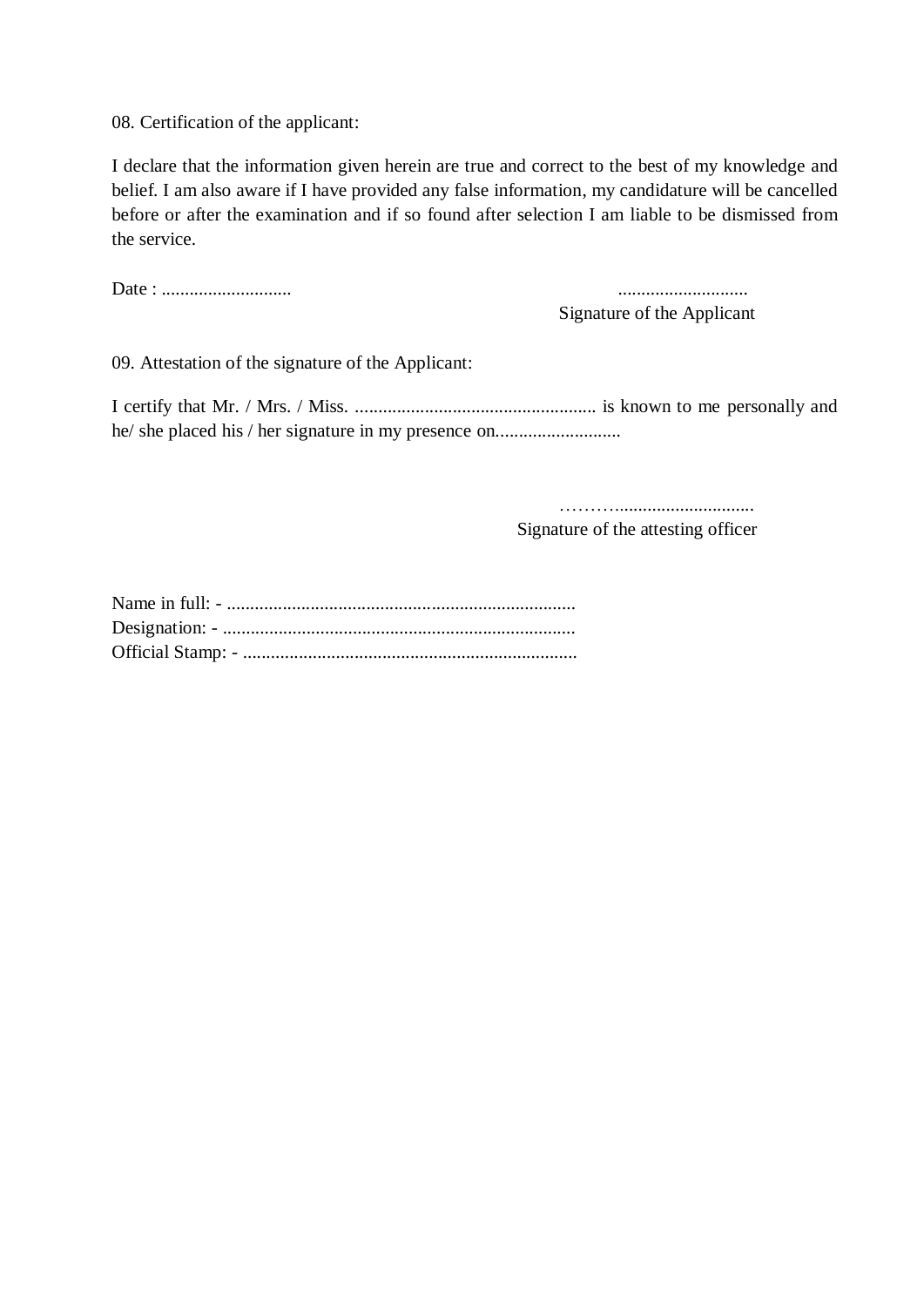08. Certification of the applicant:

I declare that the information given herein are true and correct to the best of my knowledge and belief. I am also aware if I have provided any false information, my candidature will be cancelled before or after the examination and if so found after selection I am liable to be dismissed from the service.

Date : ............................                                                            ............................
Signature of the Applicant

09. Attestation of the signature of the Applicant:

I certify that Mr. / Mrs. / Miss. .................................................... is known to me personally and he/ she placed his / her signature in my presence on...........................

………..............................
Signature of the attesting officer

Name in full: - ...........................................................................
Designation: - ............................................................................
Official Stamp: - .......................................................................